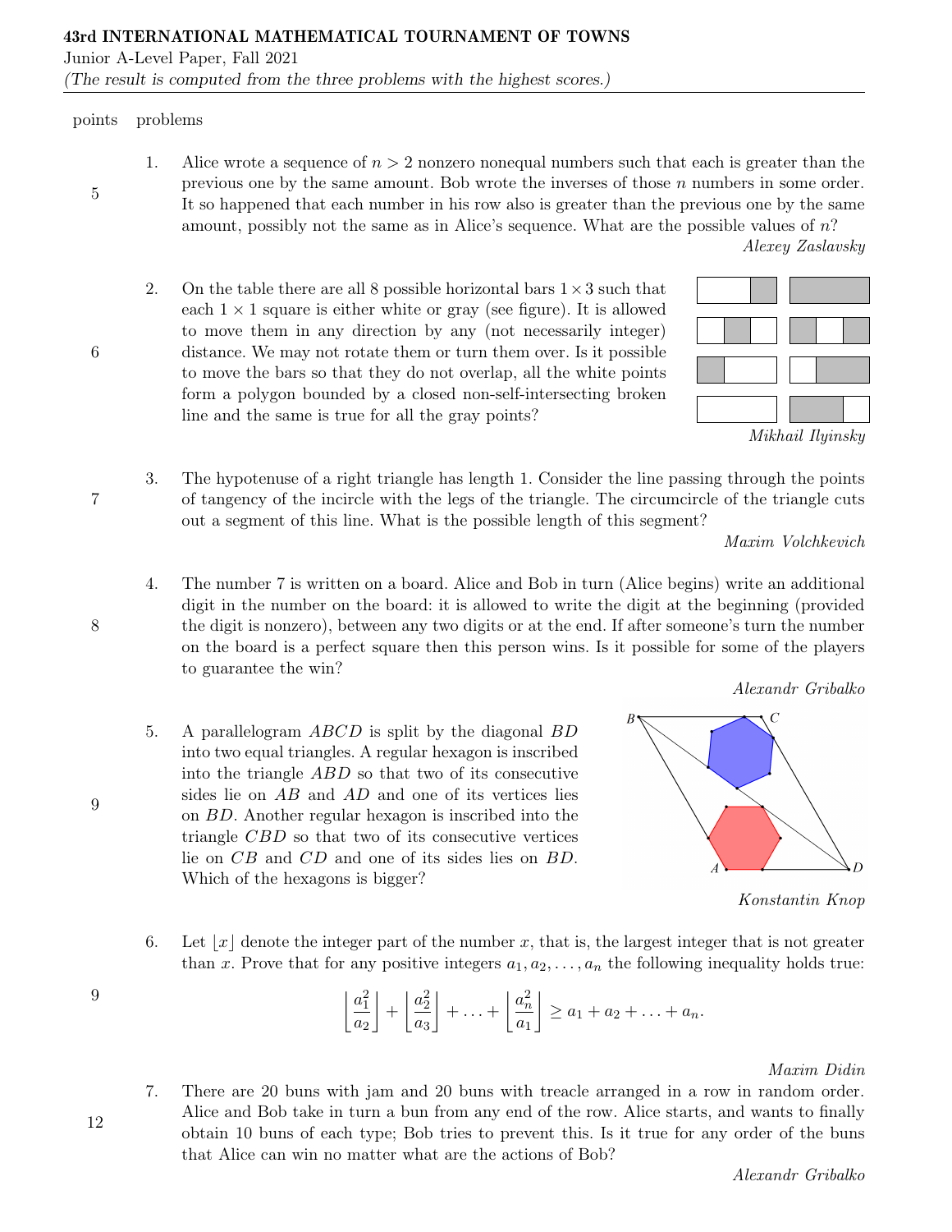**43rd INTERNATIONAL MATHEMATICAL TOURNAMENT OF TOWNS**

Junior A-Level Paper, Fall 2021

*(The result is computed from the three problems with the highest scores.)*

| points | problems |
|---|---|

**5** 1. Alice wrote a sequence of $n > 2$ nonzero nonequal numbers such that each is greater than the previous one by the same amount. Bob wrote the inverses of those $n$ numbers in some order. It so happened that each number in his row also is greater than the previous one by the same amount, possibly not the same as in Alice's sequence. What are the possible values of $n$?

*Alexey Zaslavsky*

**6** 2. On the table there are all 8 possible horizontal bars $1 \times 3$ such that each $1 \times 1$ square is either white or gray (see figure). It is allowed to move them in any direction by any (not necessarily integer) distance. We may not rotate them or turn them over. Is it possible to move the bars so that they do not overlap, all the white points form a polygon bounded by a closed non-self-intersecting broken line and the same is true for all the gray points?

*Mikhail Ilyinsky*

**7** 3. The hypotenuse of a right triangle has length 1. Consider the line passing through the points of tangency of the incircle with the legs of the triangle. The circumcircle of the triangle cuts out a segment of this line. What is the possible length of this segment?

*Maxim Volchkevich*

**8** 4. The number 7 is written on a board. Alice and Bob in turn (Alice begins) write an additional digit in the number on the board: it is allowed to write the digit at the beginning (provided the digit is nonzero), between any two digits or at the end. If after someone's turn the number on the board is a perfect square then this person wins. Is it possible for some of the players to guarantee the win?

*Alexandr Gribalko*

**9** 5. A parallelogram $ABCD$ is split by the diagonal $BD$ into two equal triangles. A regular hexagon is inscribed into the triangle $ABD$ so that two of its consecutive sides lie on $AB$ and $AD$ and one of its vertices lies on $BD$. Another regular hexagon is inscribed into the triangle $CBD$ so that two of its consecutive vertices lie on $CB$ and $CD$ and one of its sides lies on $BD$. Which of the hexagons is bigger?

*Konstantin Knop*

**9** 6. Let $\lfloor x \rfloor$ denote the integer part of the number $x$, that is, the largest integer that is not greater than $x$. Prove that for any positive integers $a_1, a_2, \ldots, a_n$ the following inequality holds true:

$$\left\lfloor \frac{a_1^2}{a_2} \right\rfloor + \left\lfloor \frac{a_2^2}{a_3} \right\rfloor + \ldots + \left\lfloor \frac{a_n^2}{a_1} \right\rfloor \geq a_1 + a_2 + \ldots + a_n.$$

*Maxim Didin*

**12** 7. There are 20 buns with jam and 20 buns with treacle arranged in a row in random order. Alice and Bob take in turn a bun from any end of the row. Alice starts, and wants to finally obtain 10 buns of each type; Bob tries to prevent this. Is it true for any order of the buns that Alice can win no matter what are the actions of Bob?

*Alexandr Gribalko*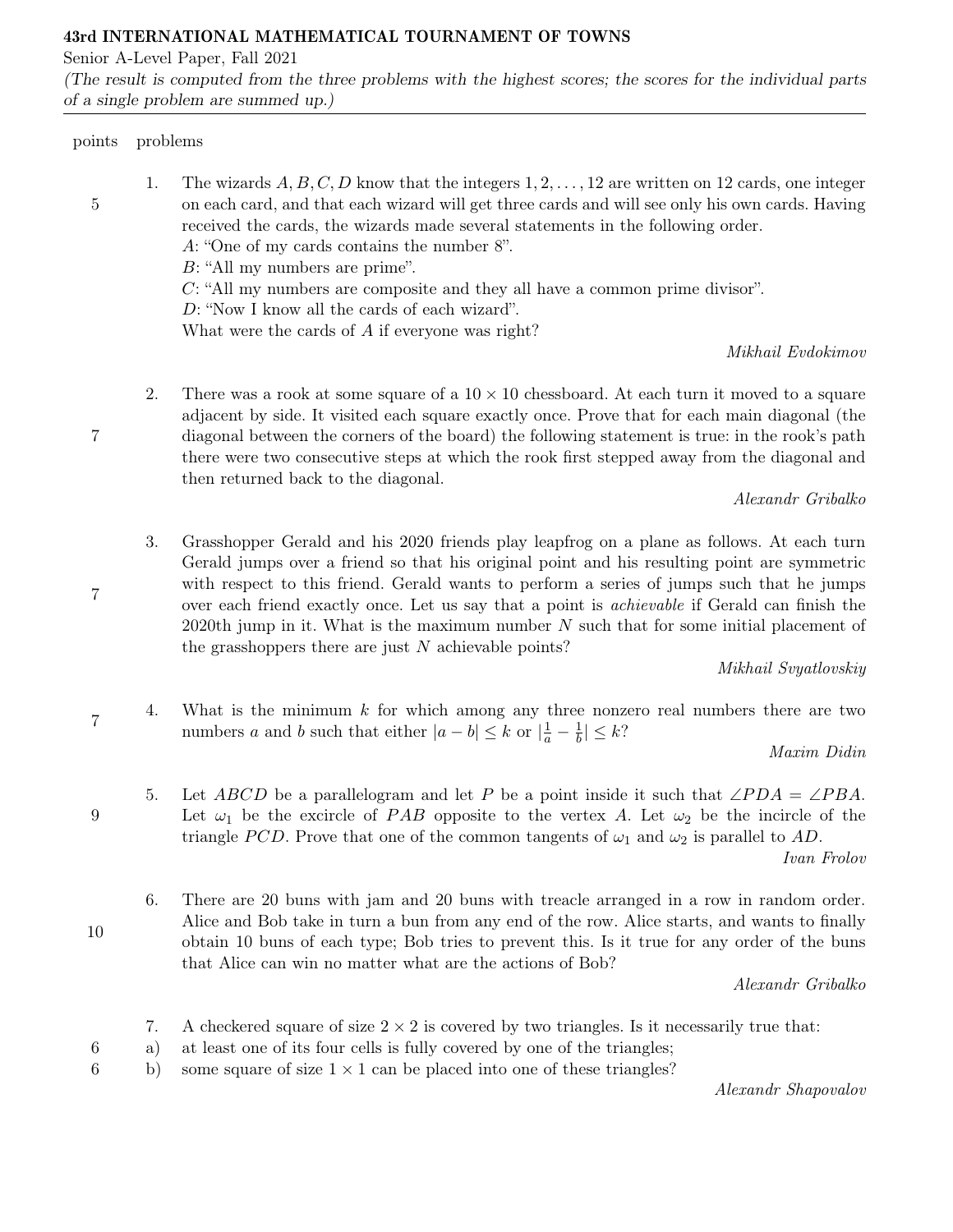**43rd INTERNATIONAL MATHEMATICAL TOURNAMENT OF TOWNS**

Senior A-Level Paper, Fall 2021

*(The result is computed from the three problems with the highest scores; the scores for the individual parts of a single problem are summed up.)*

| points | problems |
|---|---|
| 5 | 1. The wizards $A, B, C, D$ know that the integers $1, 2, \ldots, 12$ are written on 12 cards, one integer on each card, and that each wizard will get three cards and will see only his own cards. Having received the cards, the wizards made several statements in the following order. $A$: "One of my cards contains the number 8". $B$: "All my numbers are prime". $C$: "All my numbers are composite and they all have a common prime divisor". $D$: "Now I know all the cards of each wizard". What were the cards of $A$ if everyone was right? *Mikhail Evdokimov* |
| 7 | 2. There was a rook at some square of a $10 \times 10$ chessboard. At each turn it moved to a square adjacent by side. It visited each square exactly once. Prove that for each main diagonal (the diagonal between the corners of the board) the following statement is true: in the rook's path there were two consecutive steps at which the rook first stepped away from the diagonal and then returned back to the diagonal. *Alexandr Gribalko* |
| 7 | 3. Grasshopper Gerald and his 2020 friends play leapfrog on a plane as follows. At each turn Gerald jumps over a friend so that his original point and his resulting point are symmetric with respect to this friend. Gerald wants to perform a series of jumps such that he jumps over each friend exactly once. Let us say that a point is *achievable* if Gerald can finish the 2020th jump in it. What is the maximum number $N$ such that for some initial placement of the grasshoppers there are just $N$ achievable points? *Mikhail Svyatlovskiy* |
| 7 | 4. What is the minimum $k$ for which among any three nonzero real numbers there are two numbers $a$ and $b$ such that either $\lvert a-b\rvert \le k$ or $\lvert \frac{1}{a} - \frac{1}{b}\rvert \le k$? *Maxim Didin* |
| 9 | 5. Let $ABCD$ be a parallelogram and let $P$ be a point inside it such that $\angle PDA = \angle PBA$. Let $\omega_1$ be the excircle of $PAB$ opposite to the vertex $A$. Let $\omega_2$ be the incircle of the triangle $PCD$. Prove that one of the common tangents of $\omega_1$ and $\omega_2$ is parallel to $AD$. *Ivan Frolov* |
| 10 | 6. There are 20 buns with jam and 20 buns with treacle arranged in a row in random order. Alice and Bob take in turn a bun from any end of the row. Alice starts, and wants to finally obtain 10 buns of each type; Bob tries to prevent this. Is it true for any order of the buns that Alice can win no matter what are the actions of Bob? *Alexandr Gribalko* |
| | 7. A checkered square of size $2 \times 2$ is covered by two triangles. Is it necessarily true that: |
| 6 | a) at least one of its four cells is fully covered by one of the triangles; |
| 6 | b) some square of size $1 \times 1$ can be placed into one of these triangles? *Alexandr Shapovalov* |